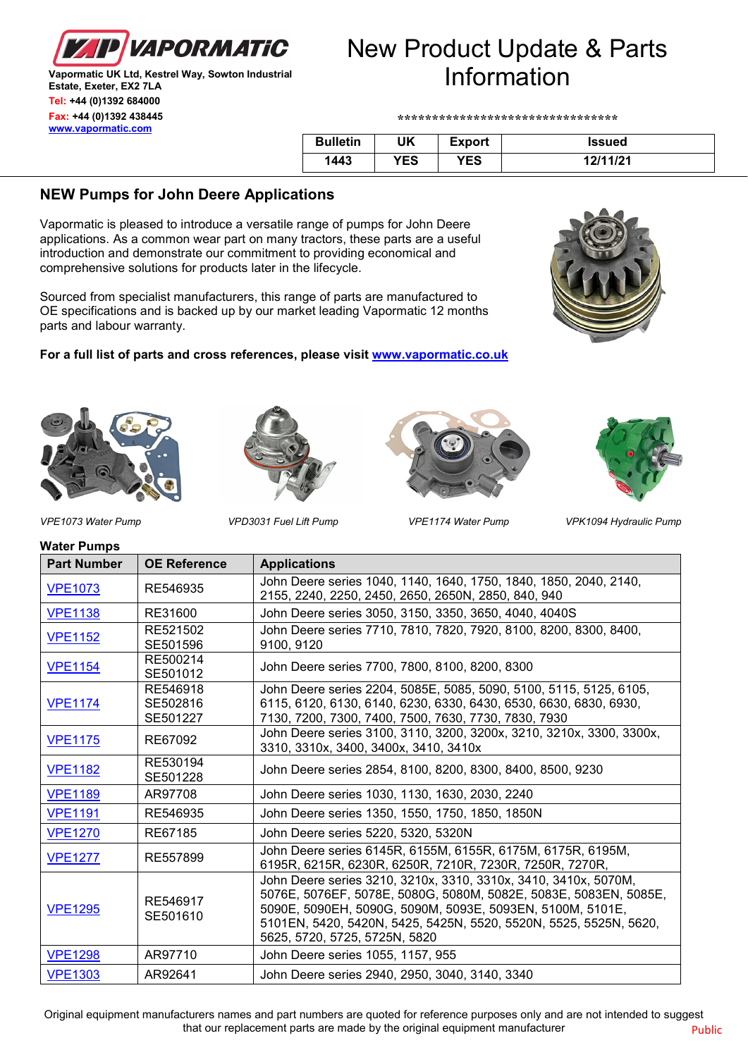VAPORMATIC

Vapormatic UK Ltd, Kestrel Way, Sowton Industrial Estate, Exeter, EX2 7LA
Tel: +44 (0)1392 684000
Fax: +44 (0)1392 438445
www.vapormatic.com

# New Product Update & Parts Information

********************************

| Bulletin | UK | Export | Issued |
|---|---|---|---|
| 1443 | YES | YES | 12/11/21 |

## NEW Pumps for John Deere Applications

Vapormatic is pleased to introduce a versatile range of pumps for John Deere applications. As a common wear part on many tractors, these parts are a useful introduction and demonstrate our commitment to providing economical and comprehensive solutions for products later in the lifecycle.

Sourced from specialist manufacturers, this range of parts are manufactured to OE specifications and is backed up by our market leading Vapormatic 12 months parts and labour warranty.

**For a full list of parts and cross references, please visit www.vapormatic.co.uk**

*VPE1073 Water Pump*

*VPD3031 Fuel Lift Pump*

*VPE1174 Water Pump*

*VPK1094 Hydraulic Pump*

**Water Pumps**

| Part Number | OE Reference | Applications |
|---|---|---|
| VPE1073 | RE546935 | John Deere series 1040, 1140, 1640, 1750, 1840, 1850, 2040, 2140, 2155, 2240, 2250, 2450, 2650, 2650N, 2850, 840, 940 |
| VPE1138 | RE31600 | John Deere series 3050, 3150, 3350, 3650, 4040, 4040S |
| VPE1152 | RE521502 SE501596 | John Deere series 7710, 7810, 7820, 7920, 8100, 8200, 8300, 8400, 9100, 9120 |
| VPE1154 | RE500214 SE501012 | John Deere series 7700, 7800, 8100, 8200, 8300 |
| VPE1174 | RE546918 SE502816 SE501227 | John Deere series 2204, 5085E, 5085, 5090, 5100, 5115, 5125, 6105, 6115, 6120, 6130, 6140, 6230, 6330, 6430, 6530, 6630, 6830, 6930, 7130, 7200, 7300, 7400, 7500, 7630, 7730, 7830, 7930 |
| VPE1175 | RE67092 | John Deere series 3100, 3110, 3200, 3200x, 3210, 3210x, 3300, 3300x, 3310, 3310x, 3400, 3400x, 3410, 3410x |
| VPE1182 | RE530194 SE501228 | John Deere series 2854, 8100, 8200, 8300, 8400, 8500, 9230 |
| VPE1189 | AR97708 | John Deere series 1030, 1130, 1630, 2030, 2240 |
| VPE1191 | RE546935 | John Deere series 1350, 1550, 1750, 1850, 1850N |
| VPE1270 | RE67185 | John Deere series 5220, 5320, 5320N |
| VPE1277 | RE557899 | John Deere series 6145R, 6155M, 6155R, 6175M, 6175R, 6195M, 6195R, 6215R, 6230R, 6250R, 7210R, 7230R, 7250R, 7270R, |
| VPE1295 | RE546917 SE501610 | John Deere series 3210, 3210x, 3310, 3310x, 3410, 3410x, 5070M, 5076E, 5076EF, 5078E, 5080G, 5080M, 5082E, 5083E, 5083EN, 5085E, 5090E, 5090EH, 5090G, 5090M, 5093E, 5093EN, 5100M, 5101E, 5101EN, 5420, 5420N, 5425, 5425N, 5520, 5520N, 5525, 5525N, 5620, 5625, 5720, 5725, 5725N, 5820 |
| VPE1298 | AR97710 | John Deere series 1055, 1157, 955 |
| VPE1303 | AR92641 | John Deere series 2940, 2950, 3040, 3140, 3340 |

Original equipment manufacturers names and part numbers are quoted for reference purposes only and are not intended to suggest that our replacement parts are made by the original equipment manufacturer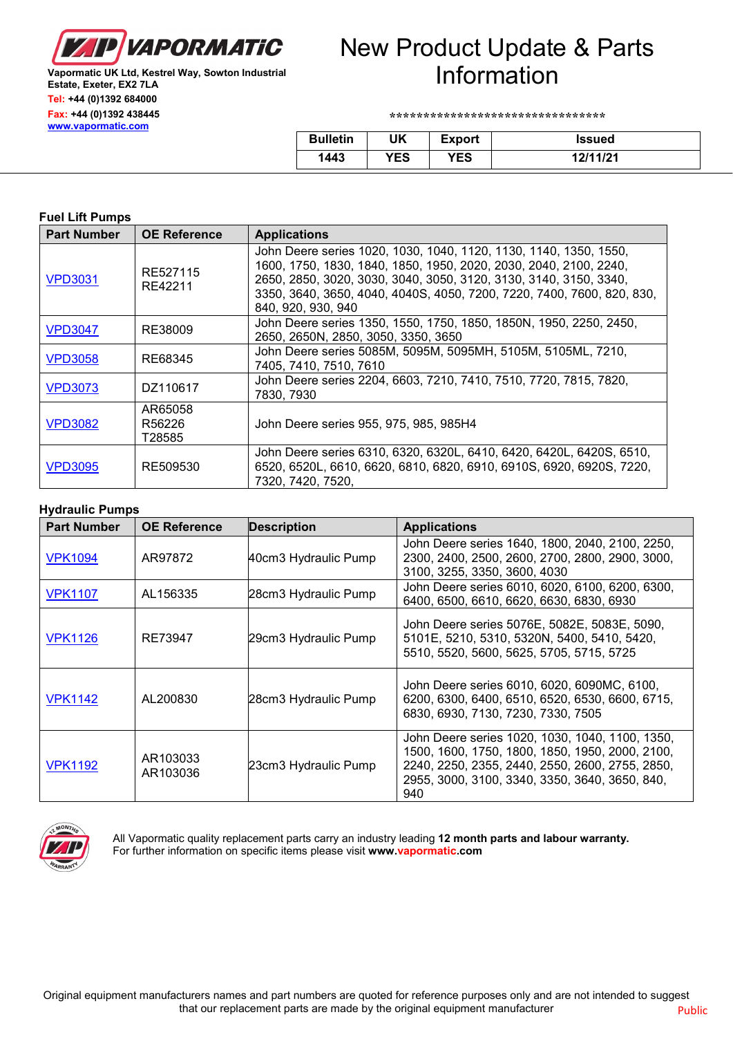**Vapormatic UK Ltd, Kestrel Way, Sowton Industrial Estate, Exeter, EX2 7LA**
**Tel: +44 (0)1392 684000**
**Fax: +44 (0)1392 438445**
www.vapormatic.com

# New Product Update & Parts Information

********************************

| Bulletin | UK | Export | Issued |
|---|---|---|---|
| 1443 | YES | YES | 12/11/21 |

### Fuel Lift Pumps

| Part Number | OE Reference | Applications |
|---|---|---|
| VPD3031 | RE527115 RE42211 | John Deere series 1020, 1030, 1040, 1120, 1130, 1140, 1350, 1550, 1600, 1750, 1830, 1840, 1850, 1950, 2020, 2030, 2040, 2100, 2240, 2650, 2850, 3020, 3030, 3040, 3050, 3120, 3130, 3140, 3150, 3340, 3350, 3640, 3650, 4040, 4040S, 4050, 7200, 7220, 7400, 7600, 820, 830, 840, 920, 930, 940 |
| VPD3047 | RE38009 | John Deere series 1350, 1550, 1750, 1850, 1850N, 1950, 2250, 2450, 2650, 2650N, 2850, 3050, 3350, 3650 |
| VPD3058 | RE68345 | John Deere series 5085M, 5095M, 5095MH, 5105M, 5105ML, 7210, 7405, 7410, 7510, 7610 |
| VPD3073 | DZ110617 | John Deere series 2204, 6603, 7210, 7410, 7510, 7720, 7815, 7820, 7830, 7930 |
| VPD3082 | AR65058 R56226 T28585 | John Deere series 955, 975, 985, 985H4 |
| VPD3095 | RE509530 | John Deere series 6310, 6320, 6320L, 6410, 6420, 6420L, 6420S, 6510, 6520, 6520L, 6610, 6620, 6810, 6820, 6910, 6910S, 6920, 6920S, 7220, 7320, 7420, 7520, |

### Hydraulic Pumps

| Part Number | OE Reference | Description | Applications |
|---|---|---|---|
| VPK1094 | AR97872 | 40cm3 Hydraulic Pump | John Deere series 1640, 1800, 2040, 2100, 2250, 2300, 2400, 2500, 2600, 2700, 2800, 2900, 3000, 3100, 3255, 3350, 3600, 4030 |
| VPK1107 | AL156335 | 28cm3 Hydraulic Pump | John Deere series 6010, 6020, 6100, 6200, 6300, 6400, 6500, 6610, 6620, 6630, 6830, 6930 |
| VPK1126 | RE73947 | 29cm3 Hydraulic Pump | John Deere series 5076E, 5082E, 5083E, 5090, 5101E, 5210, 5310, 5320N, 5400, 5410, 5420, 5510, 5520, 5600, 5625, 5705, 5715, 5725 |
| VPK1142 | AL200830 | 28cm3 Hydraulic Pump | John Deere series 6010, 6020, 6090MC, 6100, 6200, 6300, 6400, 6510, 6520, 6530, 6600, 6715, 6830, 6930, 7130, 7230, 7330, 7505 |
| VPK1192 | AR103033 AR103036 | 23cm3 Hydraulic Pump | John Deere series 1020, 1030, 1040, 1100, 1350, 1500, 1600, 1750, 1800, 1850, 1950, 2000, 2100, 2240, 2250, 2355, 2440, 2550, 2600, 2755, 2850, 2955, 3000, 3100, 3340, 3350, 3640, 3650, 840, 940 |

All Vapormatic quality replacement parts carry an industry leading **12 month parts and labour warranty.**
For further information on specific items please visit **www.vapormatic.com**

Original equipment manufacturers names and part numbers are quoted for reference purposes only and are not intended to suggest that our replacement parts are made by the original equipment manufacturer